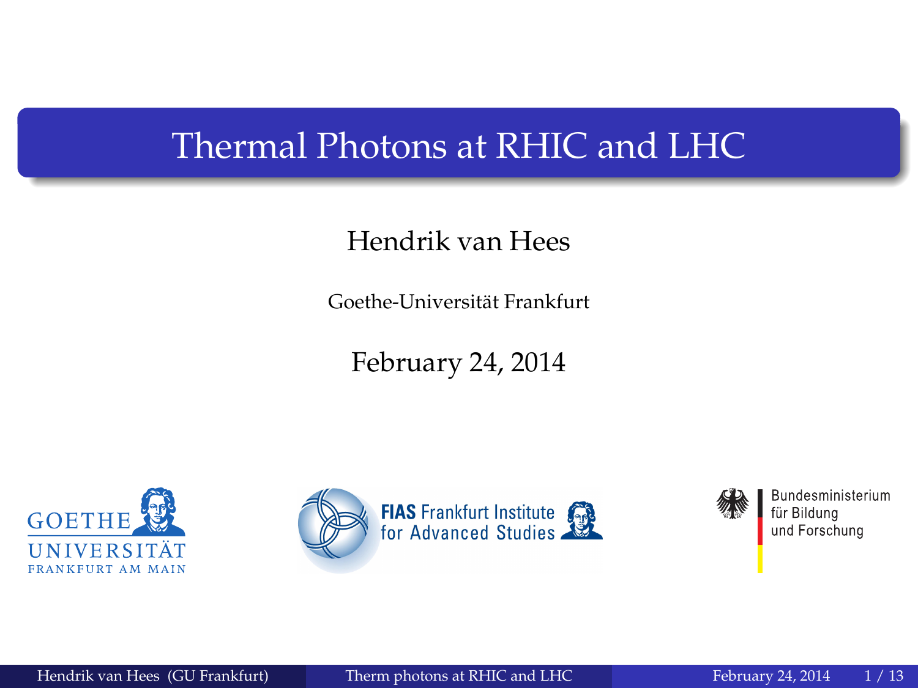# Thermal Photons at RHIC and LHC

Hendrik van Hees

Goethe-Universität Frankfurt

February 24, 2014

GOETHE UNIVERSITÄT FRANKFURT AM MAIN

FIAS Frankfurt Institute for Advanced Studies

Bundesministerium für Bildung und Forschung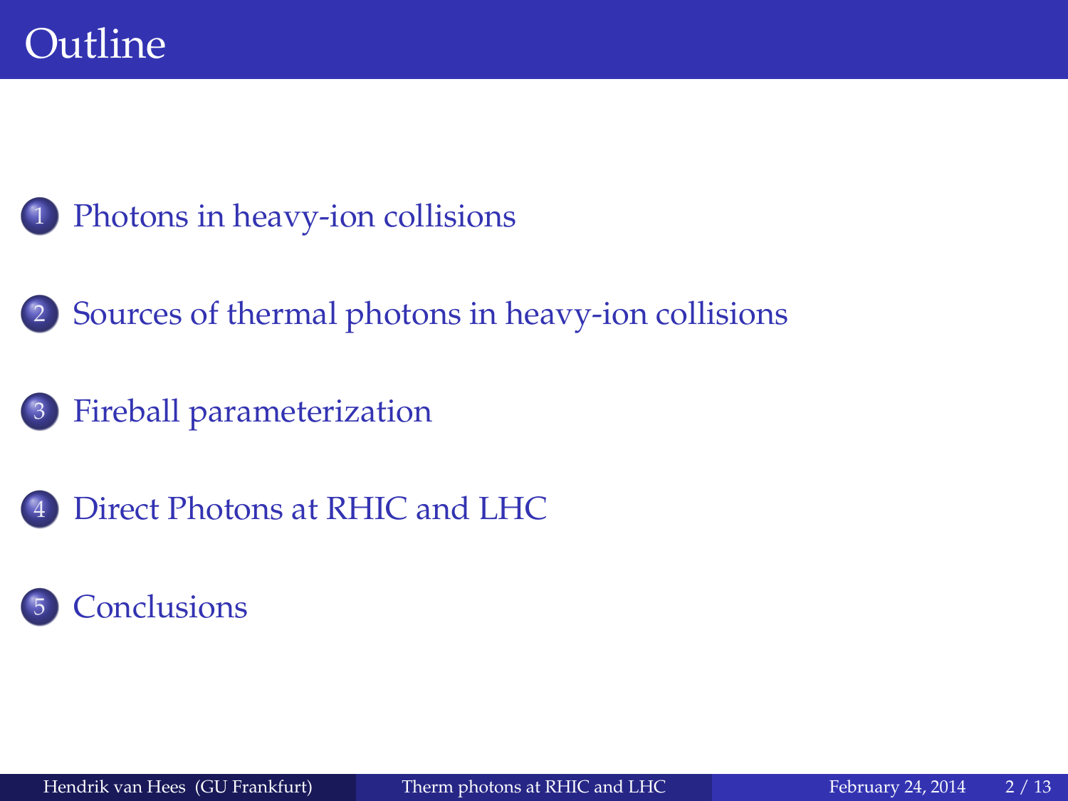# Outline

1. Photons in heavy-ion collisions
2. Sources of thermal photons in heavy-ion collisions
3. Fireball parameterization
4. Direct Photons at RHIC and LHC
5. Conclusions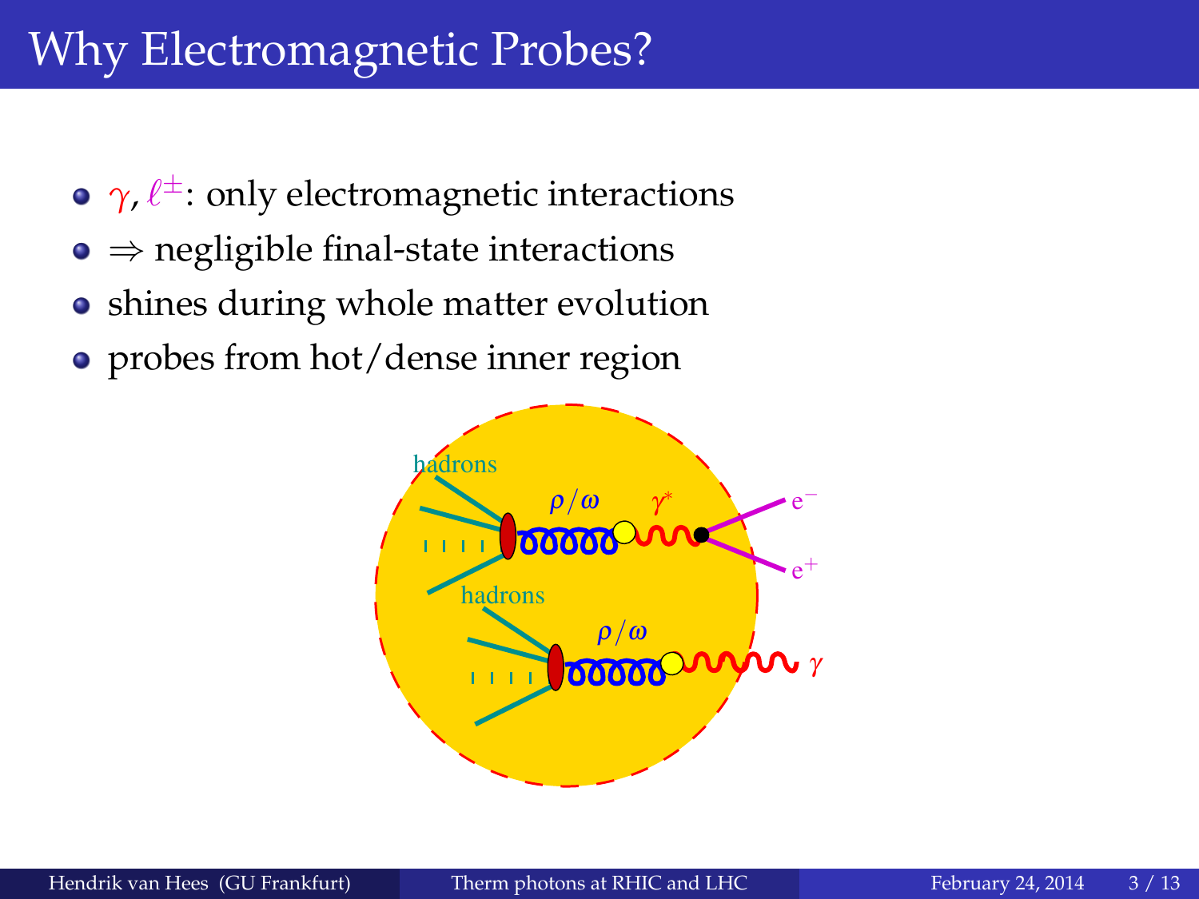# Why Electromagnetic Probes?

- $\gamma$, $\ell^{\pm}$: only electromagnetic interactions
- $\Rightarrow$ negligible final-state interactions
- shines during whole matter evolution
- probes from hot/dense inner region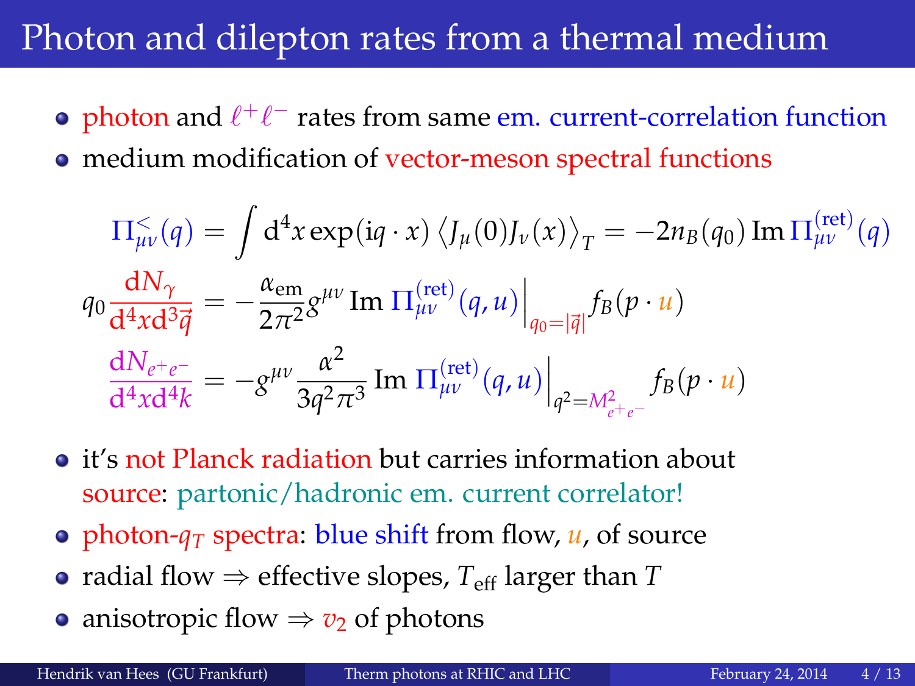# Photon and dilepton rates from a thermal medium

- photon and $\ell^+\ell^-$ rates from same em. current-correlation function
- medium modification of vector-meson spectral functions

$$\Pi^{<}_{\mu\nu}(q) = \int \mathrm{d}^4 x \exp(\mathrm{i} q \cdot x) \left\langle J_\mu(0) J_\nu(x) \right\rangle_T = -2 n_B(q_0) \operatorname{Im} \Pi^{(\text{ret})}_{\mu\nu}(q)$$

$$q_0 \frac{\mathrm{d}N_\gamma}{\mathrm{d}^4 x \mathrm{d}^3 \vec{q}} = -\frac{\alpha_{\text{em}}}{2\pi^2} g^{\mu\nu} \operatorname{Im} \Pi^{(\text{ret})}_{\mu\nu}(q,u) \bigg|_{q_0 = |\vec{q}|} f_B(p \cdot u)$$

$$\frac{\mathrm{d}N_{e^+e^-}}{\mathrm{d}^4 x \mathrm{d}^4 k} = -g^{\mu\nu} \frac{\alpha^2}{3 q^2 \pi^3} \operatorname{Im} \Pi^{(\text{ret})}_{\mu\nu}(q,u) \bigg|_{q^2 = M^2_{e^+e^-}} f_B(p \cdot u)$$

- it's not Planck radiation but carries information about source: partonic/hadronic em. current correlator!
- photon-$q_T$ spectra: blue shift from flow, $u$, of source
- radial flow $\Rightarrow$ effective slopes, $T_{\text{eff}}$ larger than $T$
- anisotropic flow $\Rightarrow$ $v_2$ of photons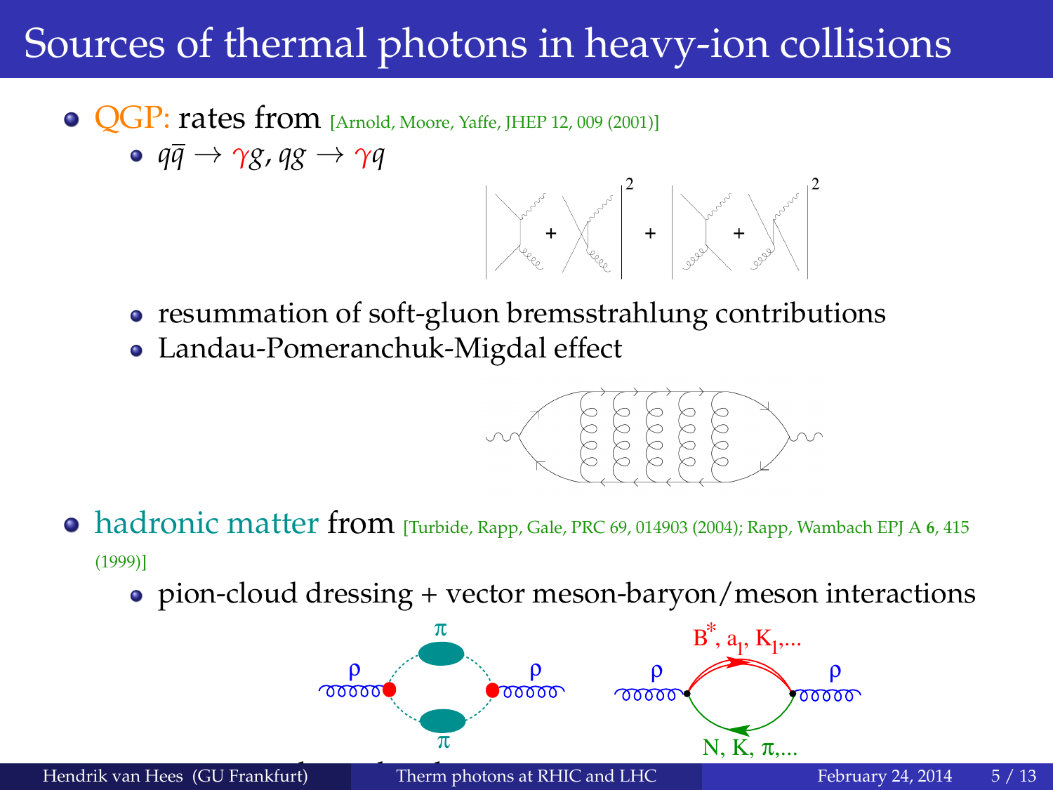# Sources of thermal photons in heavy-ion collisions

- QGP: rates from [Arnold, Moore, Yaffe, JHEP 12, 009 (2001)]
  - $q\bar{q} \rightarrow \gamma g$, $qg \rightarrow \gamma q$
  - resummation of soft-gluon bremsstrahlung contributions
  - Landau-Pomeranchuk-Migdal effect
- hadronic matter from [Turbide, Rapp, Gale, PRC 69, 014903 (2004); Rapp, Wambach EPJ A **6**, 415 (1999)]
  - pion-cloud dressing + vector meson-baryon/meson interactions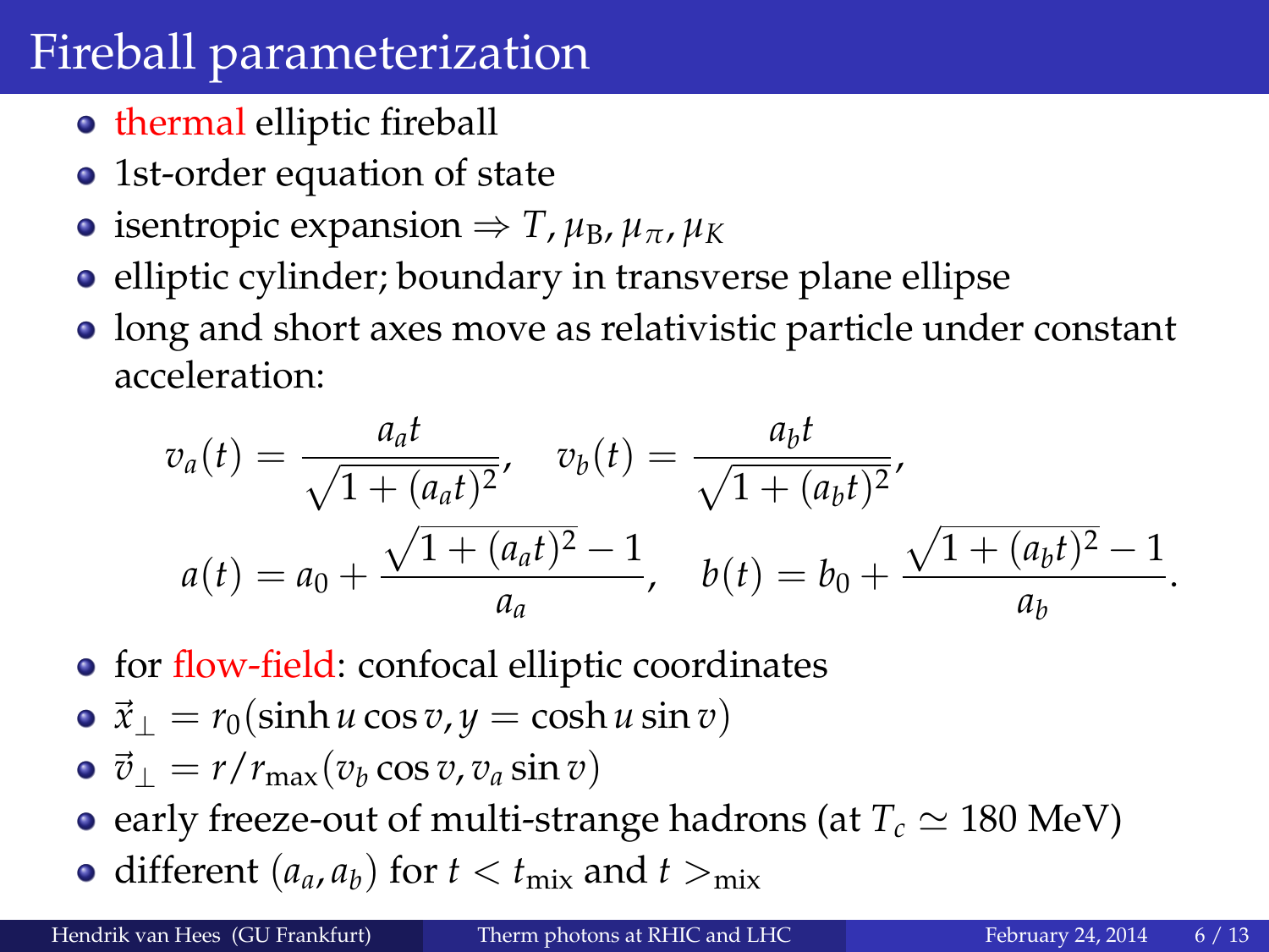# Fireball parameterization

- thermal elliptic fireball
- 1st-order equation of state
- isentropic expansion $\Rightarrow T, \mu_{\text{B}}, \mu_{\pi}, \mu_K$
- elliptic cylinder; boundary in transverse plane ellipse
- long and short axes move as relativistic particle under constant acceleration:

$$v_a(t) = \frac{a_a t}{\sqrt{1+(a_a t)^2}}, \quad v_b(t) = \frac{a_b t}{\sqrt{1+(a_b t)^2}},$$

$$a(t) = a_0 + \frac{\sqrt{1+(a_a t)^2}-1}{a_a}, \quad b(t) = b_0 + \frac{\sqrt{1+(a_b t)^2}-1}{a_b}.$$

- for flow-field: confocal elliptic coordinates
- $\vec{x}_{\perp} = r_0(\sinh u \cos v, y = \cosh u \sin v)$
- $\vec{v}_{\perp} = r/r_{\max}(v_b \cos v, v_a \sin v)$
- early freeze-out of multi-strange hadrons (at $T_c \simeq 180$ MeV)
- different $(a_a, a_b)$ for $t < t_{\text{mix}}$ and $t >_{\text{mix}}$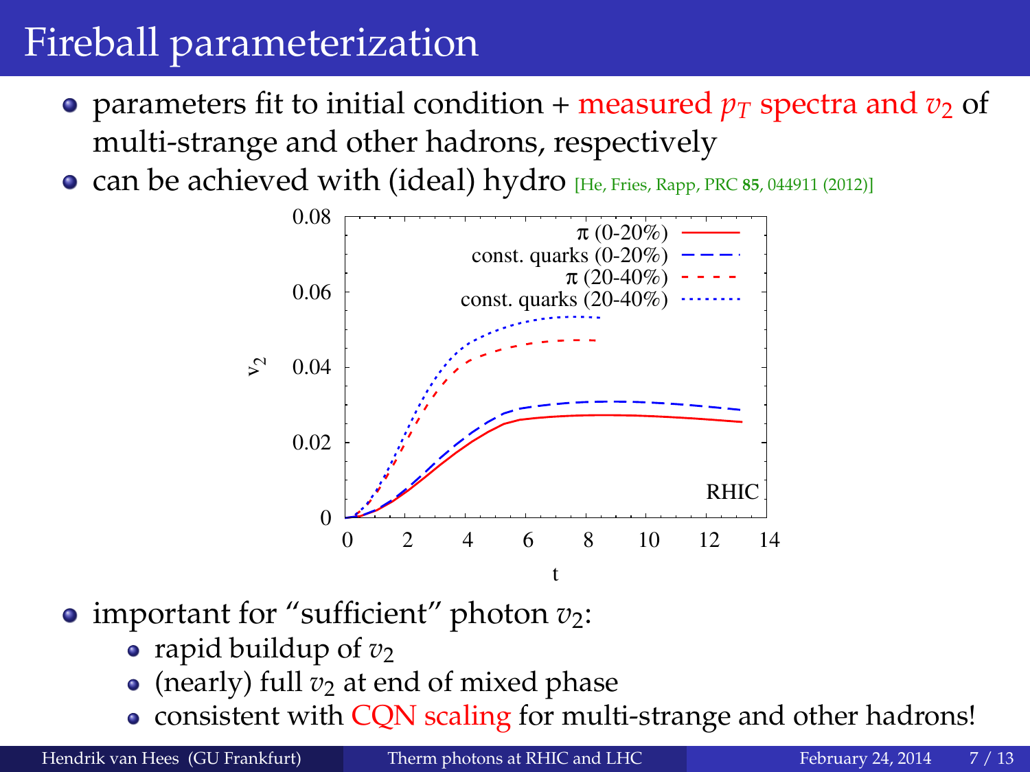# Fireball parameterization

- parameters fit to initial condition + measured $p_T$ spectra and $v_2$ of multi-strange and other hadrons, respectively
- can be achieved with (ideal) hydro [He, Fries, Rapp, PRC **85**, 044911 (2012)]

- important for "sufficient" photon $v_2$:
  - rapid buildup of $v_2$
  - (nearly) full $v_2$ at end of mixed phase
  - consistent with CQN scaling for multi-strange and other hadrons!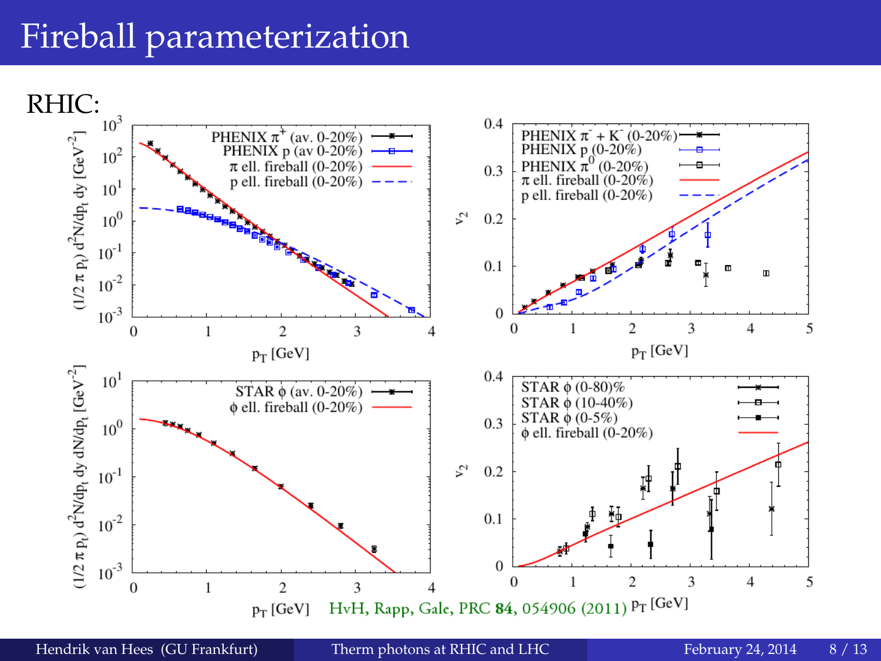# Fireball parameterization

RHIC:

HvH, Rapp, Gale, PRC **84**, 054906 (2011)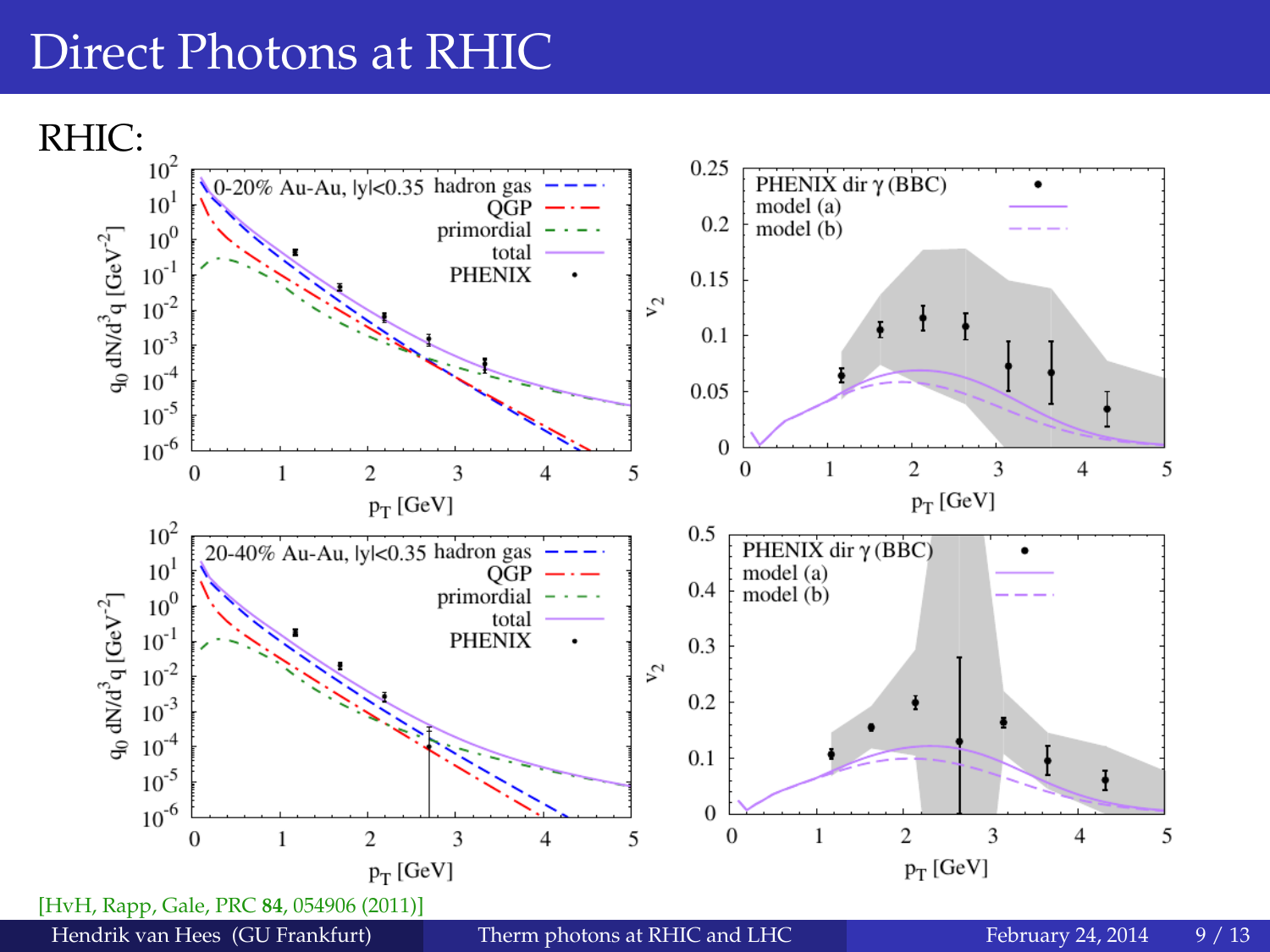# Direct Photons at RHIC

RHIC:

0-20% Au-Au, |y|<0.35

20-40% Au-Au, |y|<0.35

[HvH, Rapp, Gale, PRC **84**, 054906 (2011)]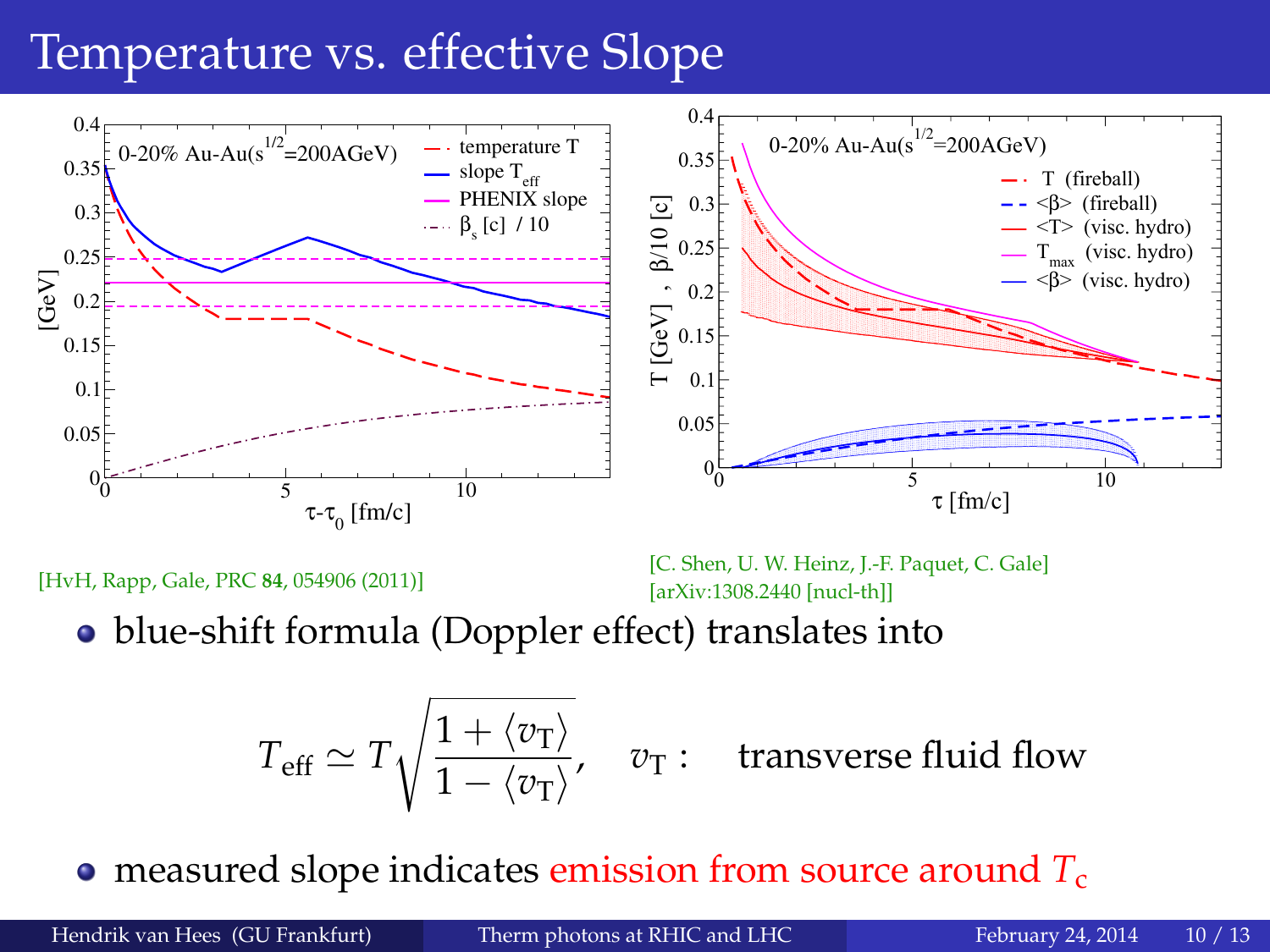# Temperature vs. effective Slope

[HvH, Rapp, Gale, PRC **84**, 054906 (2011)]

[C. Shen, U. W. Heinz, J.-F. Paquet, C. Gale] [arXiv:1308.2440 [nucl-th]]

- blue-shift formula (Doppler effect) translates into

$$T_{\text{eff}} \simeq T \sqrt{\frac{1 + \langle v_{\mathrm{T}} \rangle}{1 - \langle v_{\mathrm{T}} \rangle}}, \quad v_{\mathrm{T}}: \quad \text{transverse fluid flow}$$

- measured slope indicates emission from source around $T_c$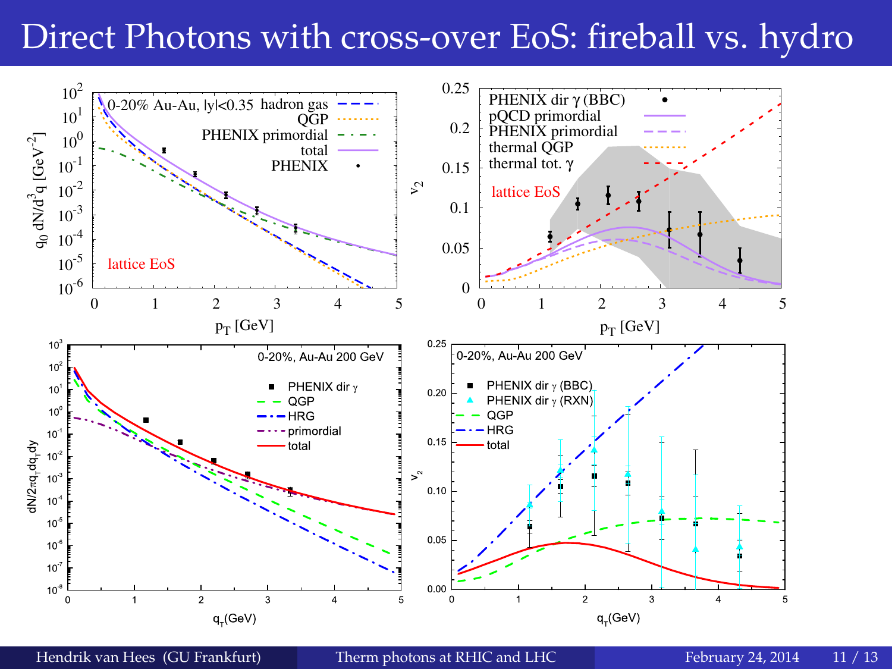# Direct Photons with cross-over EoS: fireball vs. hydro

0-20% Au-Au, |y|<0.35

hadron gas

QGP

PHENIX primordial

total

PHENIX

lattice EoS

$q_0\, dN/d^3q\ [\text{GeV}^{-2}]$

$p_T$ [GeV]

PHENIX dir γ (BBC)

pQCD primordial

PHENIX primordial

thermal QGP

thermal tot. γ

lattice EoS

$v_2$

$p_T$ [GeV]

0-20%, Au-Au 200 GeV

PHENIX dir γ

QGP

HRG

primordial

total

$dN/2\pi q_T dq_T dy$

$q_T$(GeV)

0-20%, Au-Au 200 GeV

PHENIX dir γ (BBC)

PHENIX dir γ (RXN)

QGP

HRG

total

$v_2$

$q_T$(GeV)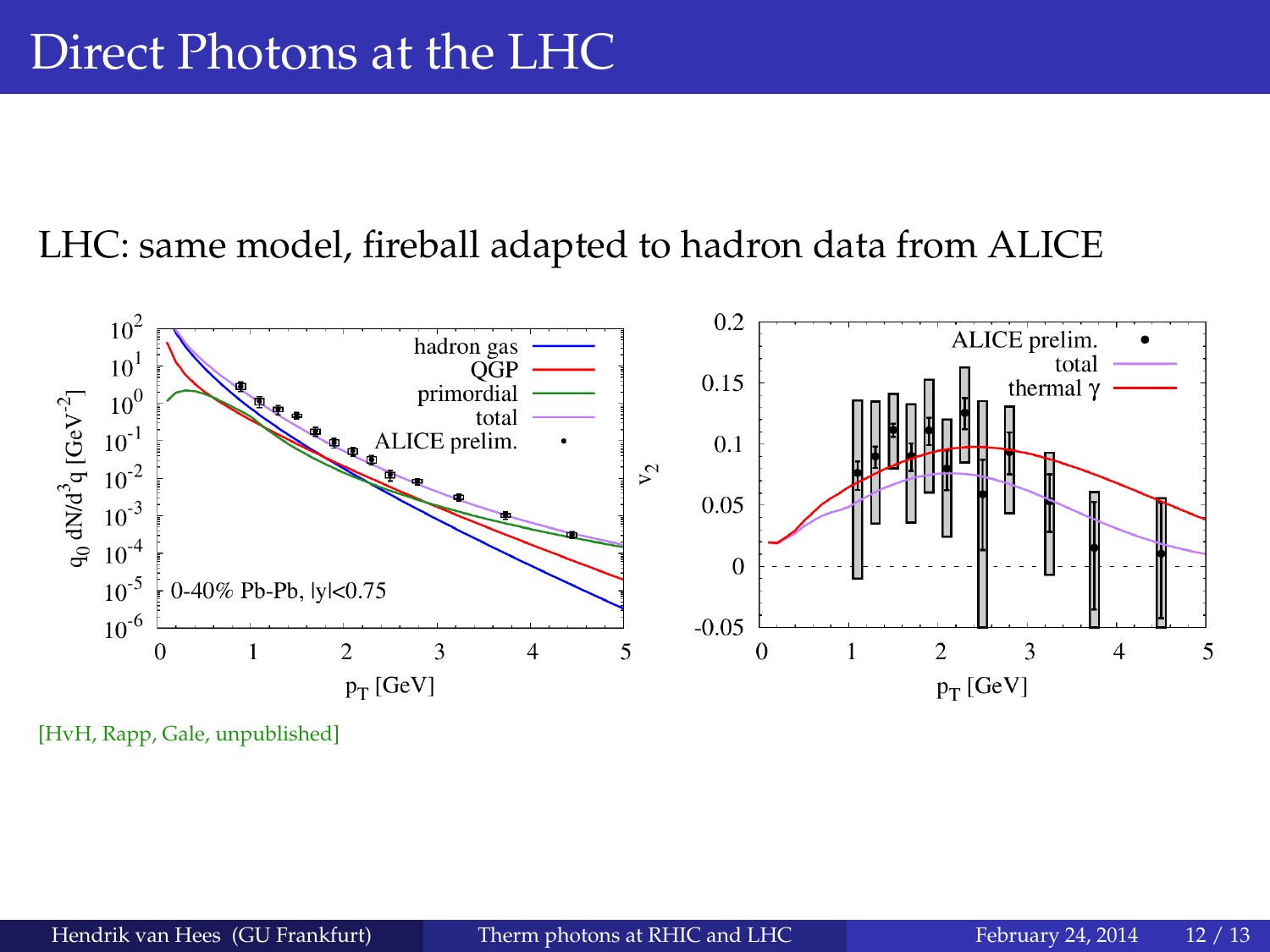# Direct Photons at the LHC

LHC: same model, fireball adapted to hadron data from ALICE

[HvH, Rapp, Gale, unpublished]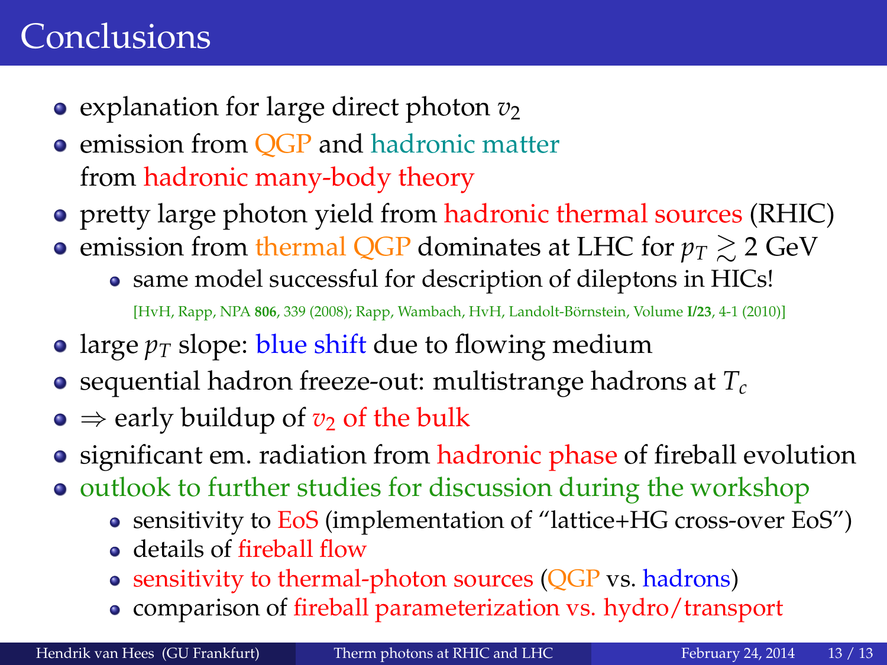# Conclusions

- explanation for large direct photon $v_2$
- emission from QGP and hadronic matter from hadronic many-body theory
- pretty large photon yield from hadronic thermal sources (RHIC)
- emission from thermal QGP dominates at LHC for $p_T \gtrsim 2$ GeV
  - same model successful for description of dileptons in HICs!

    [HvH, Rapp, NPA **806**, 339 (2008); Rapp, Wambach, HvH, Landolt-Börnstein, Volume **I/23**, 4-1 (2010)]
- large $p_T$ slope: blue shift due to flowing medium
- sequential hadron freeze-out: multistrange hadrons at $T_c$
- $\Rightarrow$ early buildup of $v_2$ of the bulk
- significant em. radiation from hadronic phase of fireball evolution
- outlook to further studies for discussion during the workshop
  - sensitivity to EoS (implementation of "lattice+HG cross-over EoS")
  - details of fireball flow
  - sensitivity to thermal-photon sources (QGP vs. hadrons)
  - comparison of fireball parameterization vs. hydro/transport